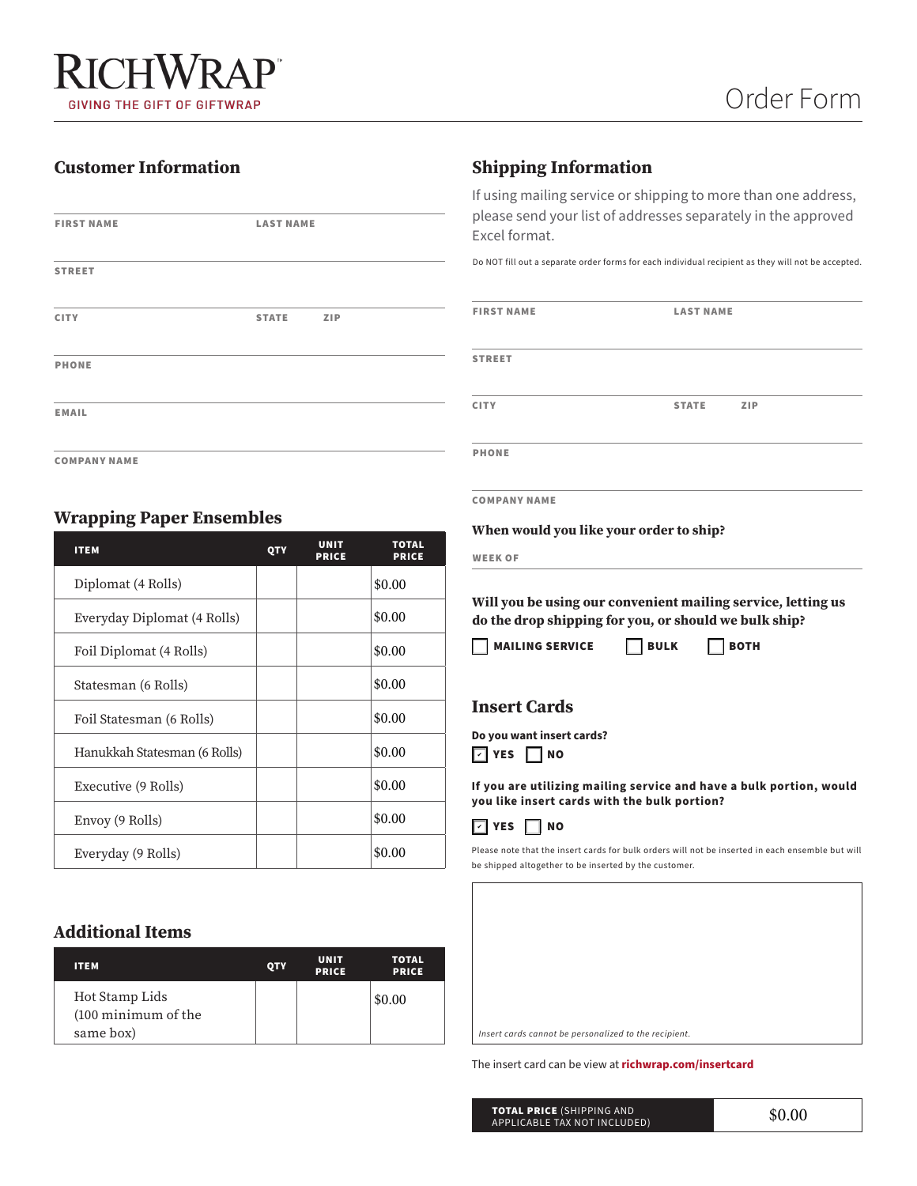# RICHWRAP™

GIVING THE GIFT OF GIFTWRAP

# Order Form

## Customer Information

FIRST NAME

LAST NAME

STREET

CITY

STATE

ZIP

PHONE

EMAIL

COMPANY NAME

## Wrapping Paper Ensembles

| ITEM | QTY | UNIT PRICE | TOTAL PRICE |
|---|---|---|---|
| Diplomat (4 Rolls) | | | $0.00 |
| Everyday Diplomat (4 Rolls) | | | $0.00 |
| Foil Diplomat (4 Rolls) | | | $0.00 |
| Statesman (6 Rolls) | | | $0.00 |
| Foil Statesman (6 Rolls) | | | $0.00 |
| Hanukkah Statesman (6 Rolls) | | | $0.00 |
| Executive (9 Rolls) | | | $0.00 |
| Envoy (9 Rolls) | | | $0.00 |
| Everyday (9 Rolls) | | | $0.00 |

## Additional Items

| ITEM | QTY | UNIT PRICE | TOTAL PRICE |
|---|---|---|---|
| Hot Stamp Lids (100 minimum of the same box) | | | $0.00 |

## Shipping Information

If using mailing service or shipping to more than one address, please send your list of addresses separately in the approved Excel format.

Do NOT fill out a separate order forms for each individual recipient as they will not be accepted.

FIRST NAME

LAST NAME

STREET

CITY

STATE

ZIP

PHONE

COMPANY NAME

**When would you like your order to ship?**

WEEK OF

**Will you be using our convenient mailing service, letting us do the drop shipping for you, or should we bulk ship?**

☐ MAILING SERVICE ☐ BULK ☐ BOTH

## Insert Cards

**Do you want insert cards?**

☑ YES ☐ NO

**If you are utilizing mailing service and have a bulk portion, would you like insert cards with the bulk portion?**

☑ YES ☐ NO

Please note that the insert cards for bulk orders will not be inserted in each ensemble but will be shipped altogether to be inserted by the customer.

*Insert cards cannot be personalized to the recipient.*

The insert card can be view at **richwrap.com/insertcard**

| **TOTAL PRICE** (SHIPPING AND APPLICABLE TAX NOT INCLUDED) | $0.00 |
|---|---|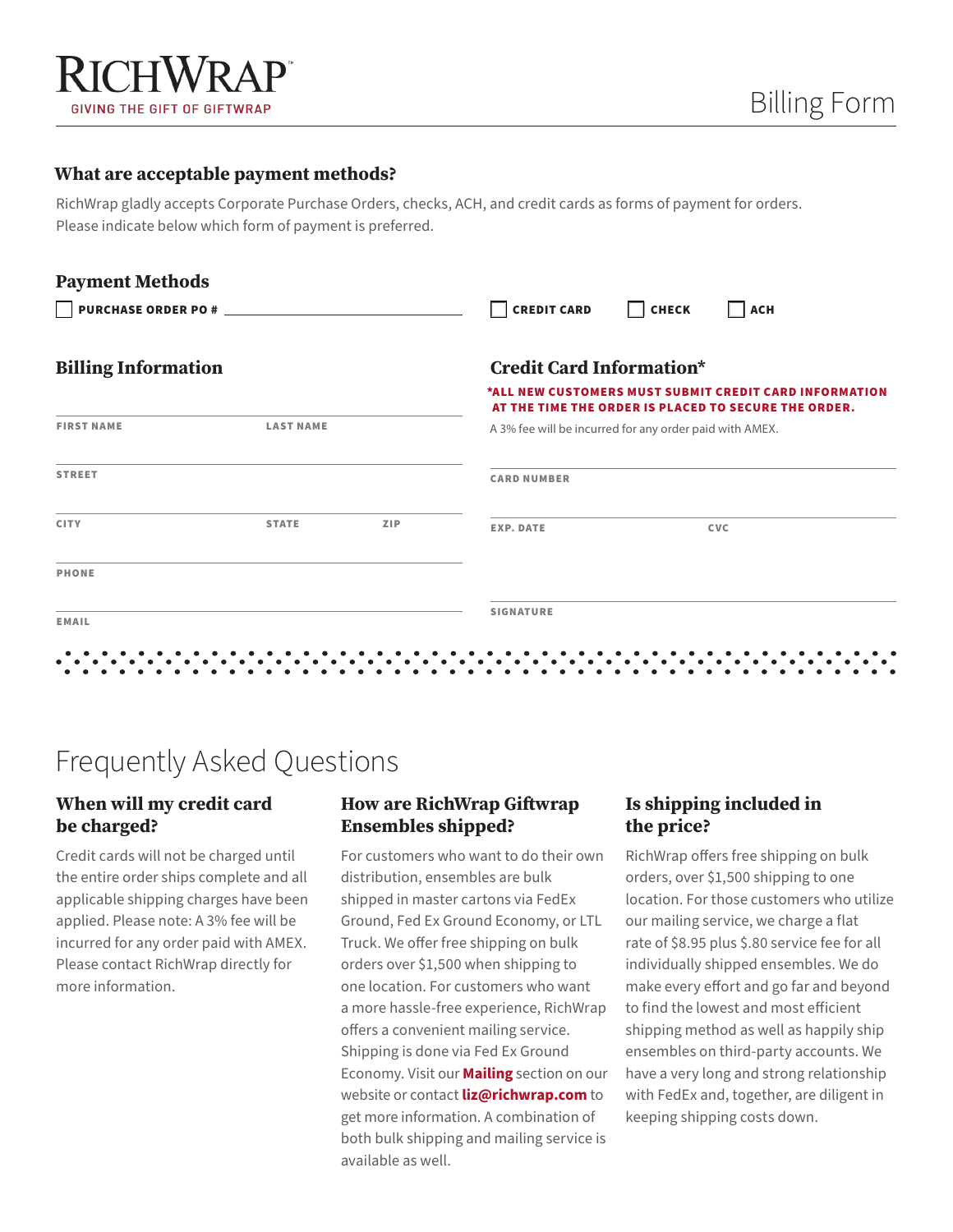RICHWRAP™
GIVING THE GIFT OF GIFTWRAP

# Billing Form

### What are acceptable payment methods?

RichWrap gladly accepts Corporate Purchase Orders, checks, ACH, and credit cards as forms of payment for orders. Please indicate below which form of payment is preferred.

### Payment Methods

☐ PURCHASE ORDER PO # ____________________

☐ CREDIT CARD ☐ CHECK ☐ ACH

### Billing Information

FIRST NAME

LAST NAME

STREET

CITY

STATE

ZIP

PHONE

EMAIL

### Credit Card Information*

**\*ALL NEW CUSTOMERS MUST SUBMIT CREDIT CARD INFORMATION AT THE TIME THE ORDER IS PLACED TO SECURE THE ORDER.**

A 3% fee will be incurred for any order paid with AMEX.

CARD NUMBER

EXP. DATE

CVC

SIGNATURE

# Frequently Asked Questions

### When will my credit card be charged?

Credit cards will not be charged until the entire order ships complete and all applicable shipping charges have been applied. Please note: A 3% fee will be incurred for any order paid with AMEX. Please contact RichWrap directly for more information.

### How are RichWrap Giftwrap Ensembles shipped?

For customers who want to do their own distribution, ensembles are bulk shipped in master cartons via FedEx Ground, Fed Ex Ground Economy, or LTL Truck. We offer free shipping on bulk orders over $1,500 when shipping to one location. For customers who want a more hassle-free experience, RichWrap offers a convenient mailing service. Shipping is done via Fed Ex Ground Economy. Visit our **Mailing** section on our website or contact **liz@richwrap.com** to get more information. A combination of both bulk shipping and mailing service is available as well.

### Is shipping included in the price?

RichWrap offers free shipping on bulk orders, over $1,500 shipping to one location. For those customers who utilize our mailing service, we charge a flat rate of $8.95 plus $.80 service fee for all individually shipped ensembles. We do make every effort and go far and beyond to find the lowest and most efficient shipping method as well as happily ship ensembles on third-party accounts. We have a very long and strong relationship with FedEx and, together, are diligent in keeping shipping costs down.